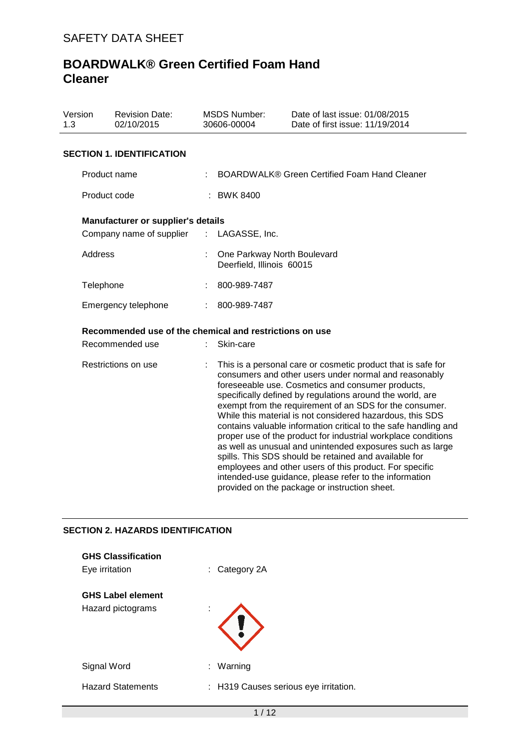SAFETY DATA SHEET

# BOARDWALK® Green Certified Foam Hand Cleaner

| Version | Revision Date: | MSDS Number: | Date of last issue: 01/08/2015 |
|---|---|---|---|
| 1.3 | 02/10/2015 | 30606-00004 | Date of first issue: 11/19/2014 |

## SECTION 1. IDENTIFICATION

Product name : BOARDWALK® Green Certified Foam Hand Cleaner

Product code : BWK 8400

**Manufacturer or supplier's details**

Company name of supplier : LAGASSE, Inc.

Address : One Parkway North Boulevard
Deerfield, Illinois 60015

Telephone : 800-989-7487

Emergency telephone : 800-989-7487

**Recommended use of the chemical and restrictions on use**

Recommended use : Skin-care

Restrictions on use : This is a personal care or cosmetic product that is safe for consumers and other users under normal and reasonably foreseeable use. Cosmetics and consumer products, specifically defined by regulations around the world, are exempt from the requirement of an SDS for the consumer. While this material is not considered hazardous, this SDS contains valuable information critical to the safe handling and proper use of the product for industrial workplace conditions as well as unusual and unintended exposures such as large spills. This SDS should be retained and available for employees and other users of this product. For specific intended-use guidance, please refer to the information provided on the package or instruction sheet.

## SECTION 2. HAZARDS IDENTIFICATION

**GHS Classification**

Eye irritation : Category 2A

**GHS Label element**

Hazard pictograms :

Signal Word : Warning

Hazard Statements : H319 Causes serious eye irritation.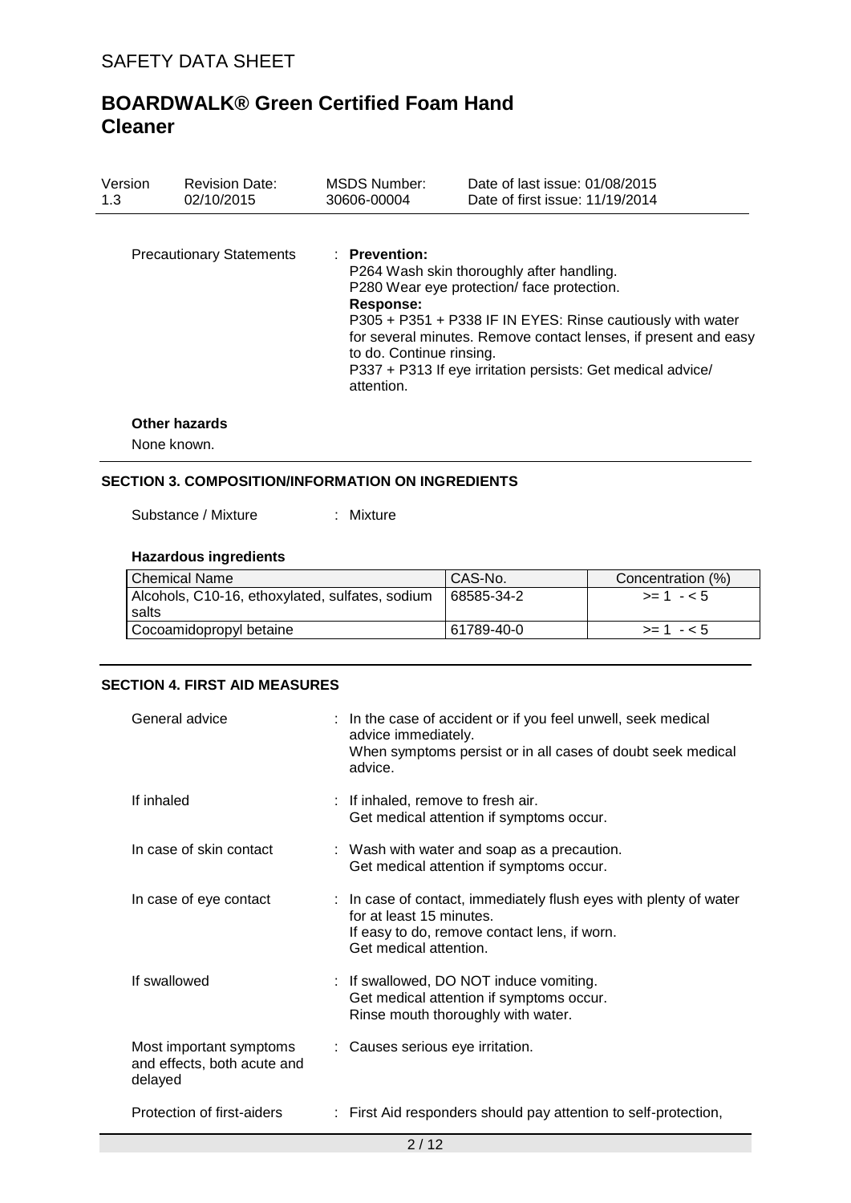| Precautionary Statements | : **Prevention:**<br>P264 Wash skin thoroughly after handling.<br>P280 Wear eye protection/ face protection.<br>**Response:**<br>P305 + P351 + P338 IF IN EYES: Rinse cautiously with water for several minutes. Remove contact lenses, if present and easy to do. Continue rinsing.<br>P337 + P313 If eye irritation persists: Get medical advice/ attention. |
|---|---|

**Other hazards**

None known.

## SECTION 3. COMPOSITION/INFORMATION ON INGREDIENTS

Substance / Mixture : Mixture

**Hazardous ingredients**

| Chemical Name | CAS-No. | Concentration (%) |
|---|---|---|
| Alcohols, C10-16, ethoxylated, sulfates, sodium salts | 68585-34-2 | >= 1 - < 5 |
| Cocoamidopropyl betaine | 61789-40-0 | >= 1 - < 5 |

## SECTION 4. FIRST AID MEASURES

| | |
|---|---|
| General advice | : In the case of accident or if you feel unwell, seek medical advice immediately.<br>When symptoms persist or in all cases of doubt seek medical advice. |
| If inhaled | : If inhaled, remove to fresh air.<br>Get medical attention if symptoms occur. |
| In case of skin contact | : Wash with water and soap as a precaution.<br>Get medical attention if symptoms occur. |
| In case of eye contact | : In case of contact, immediately flush eyes with plenty of water for at least 15 minutes.<br>If easy to do, remove contact lens, if worn.<br>Get medical attention. |
| If swallowed | : If swallowed, DO NOT induce vomiting.<br>Get medical attention if symptoms occur.<br>Rinse mouth thoroughly with water. |
| Most important symptoms and effects, both acute and delayed | : Causes serious eye irritation. |
| Protection of first-aiders | : First Aid responders should pay attention to self-protection, |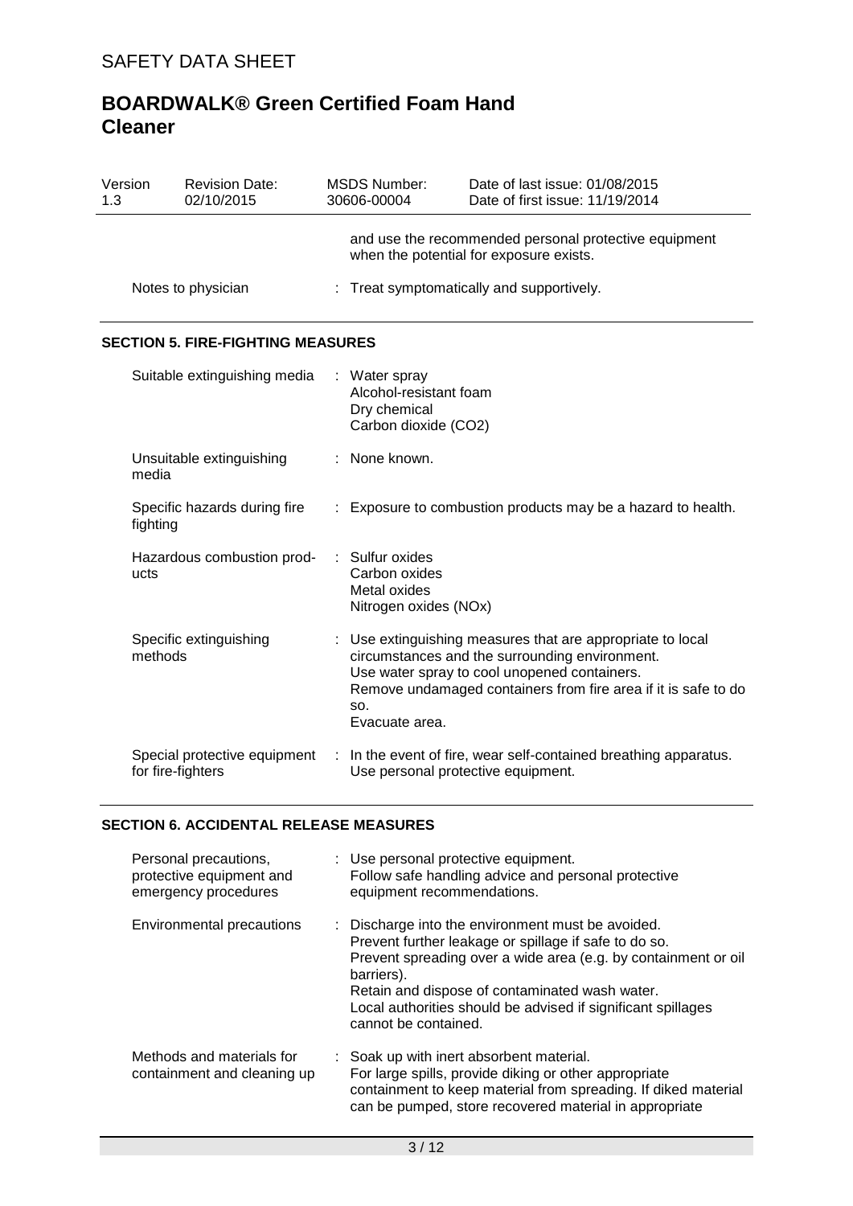and use the recommended personal protective equipment when the potential for exposure exists.

| | |
|---|---|
| Notes to physician | : Treat symptomatically and supportively. |

## SECTION 5. FIRE-FIGHTING MEASURES

| | |
|---|---|
| Suitable extinguishing media | : Water spray<br>Alcohol-resistant foam<br>Dry chemical<br>Carbon dioxide ($CO_2$) |
| Unsuitable extinguishing media | : None known. |
| Specific hazards during fire fighting | : Exposure to combustion products may be a hazard to health. |
| Hazardous combustion products | : Sulfur oxides<br>Carbon oxides<br>Metal oxides<br>Nitrogen oxides (NOx) |
| Specific extinguishing methods | : Use extinguishing measures that are appropriate to local circumstances and the surrounding environment.<br>Use water spray to cool unopened containers.<br>Remove undamaged containers from fire area if it is safe to do so.<br>Evacuate area. |
| Special protective equipment for fire-fighters | : In the event of fire, wear self-contained breathing apparatus.<br>Use personal protective equipment. |

## SECTION 6. ACCIDENTAL RELEASE MEASURES

| | |
|---|---|
| Personal precautions, protective equipment and emergency procedures | : Use personal protective equipment.<br>Follow safe handling advice and personal protective equipment recommendations. |
| Environmental precautions | : Discharge into the environment must be avoided.<br>Prevent further leakage or spillage if safe to do so.<br>Prevent spreading over a wide area (e.g. by containment or oil barriers).<br>Retain and dispose of contaminated wash water.<br>Local authorities should be advised if significant spillages cannot be contained. |
| Methods and materials for containment and cleaning up | : Soak up with inert absorbent material.<br>For large spills, provide diking or other appropriate containment to keep material from spreading. If diked material can be pumped, store recovered material in appropriate |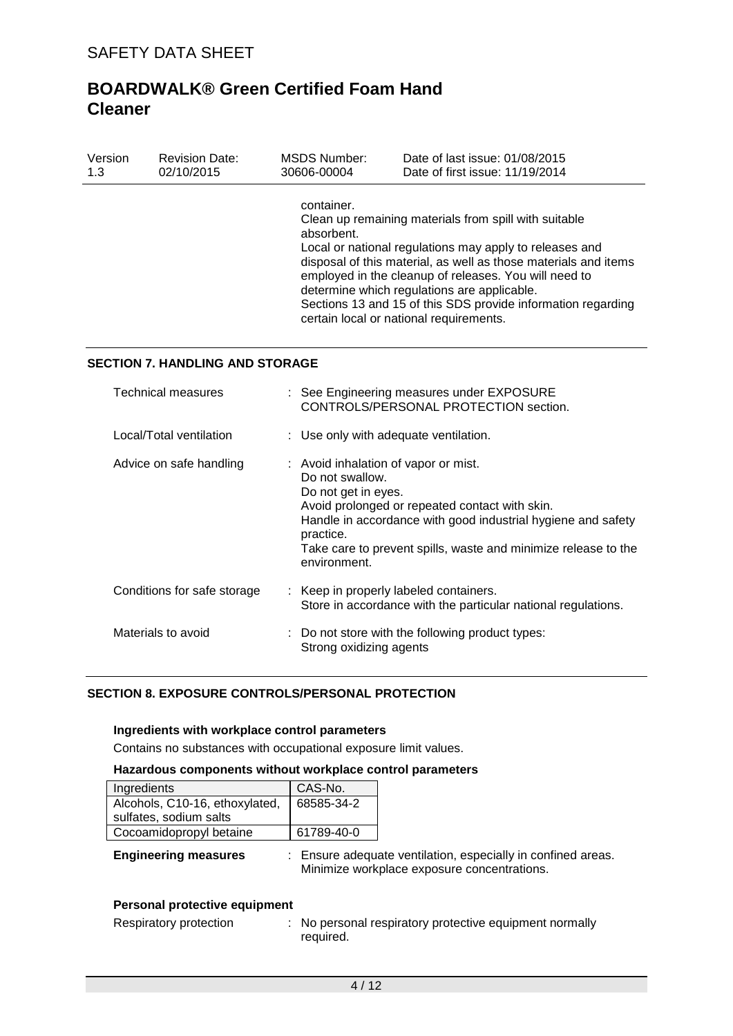container.
Clean up remaining materials from spill with suitable absorbent.
Local or national regulations may apply to releases and disposal of this material, as well as those materials and items employed in the cleanup of releases. You will need to determine which regulations are applicable.
Sections 13 and 15 of this SDS provide information regarding certain local or national requirements.

## SECTION 7. HANDLING AND STORAGE

Technical measures : See Engineering measures under EXPOSURE CONTROLS/PERSONAL PROTECTION section.

Local/Total ventilation : Use only with adequate ventilation.

Advice on safe handling : Avoid inhalation of vapor or mist.
Do not swallow.
Do not get in eyes.
Avoid prolonged or repeated contact with skin.
Handle in accordance with good industrial hygiene and safety practice.
Take care to prevent spills, waste and minimize release to the environment.

Conditions for safe storage : Keep in properly labeled containers.
Store in accordance with the particular national regulations.

Materials to avoid : Do not store with the following product types:
Strong oxidizing agents

## SECTION 8. EXPOSURE CONTROLS/PERSONAL PROTECTION

### Ingredients with workplace control parameters

Contains no substances with occupational exposure limit values.

### Hazardous components without workplace control parameters

| Ingredients | CAS-No. |
|---|---|
| Alcohols, C10-16, ethoxylated, sulfates, sodium salts | 68585-34-2 |
| Cocoamidopropyl betaine | 61789-40-0 |

**Engineering measures** : Ensure adequate ventilation, especially in confined areas.
Minimize workplace exposure concentrations.

### Personal protective equipment

Respiratory protection : No personal respiratory protective equipment normally required.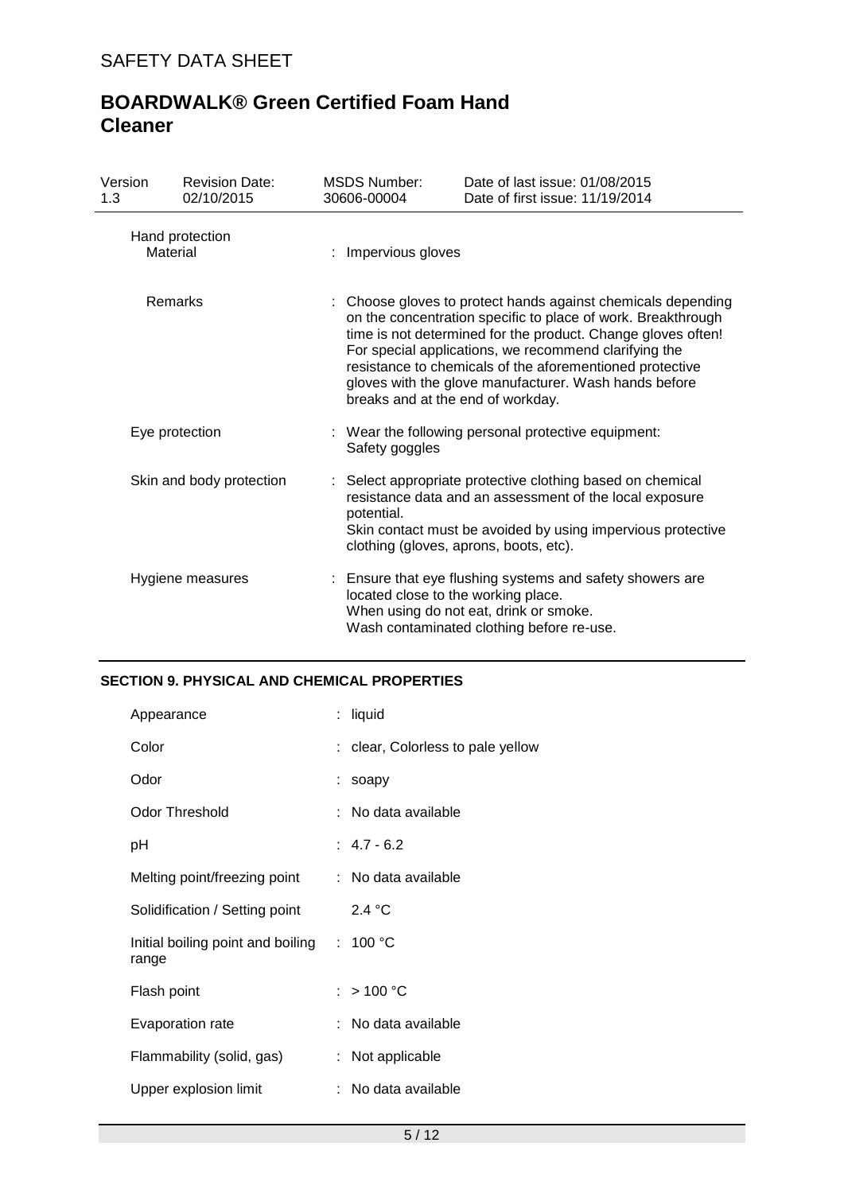| | |
|---|---|
| **Hand protection** | |
| Material | : Impervious gloves |
| Remarks | : Choose gloves to protect hands against chemicals depending on the concentration specific to place of work. Breakthrough time is not determined for the product. Change gloves often! For special applications, we recommend clarifying the resistance to chemicals of the aforementioned protective gloves with the glove manufacturer. Wash hands before breaks and at the end of workday. |
| Eye protection | : Wear the following personal protective equipment: Safety goggles |
| Skin and body protection | : Select appropriate protective clothing based on chemical resistance data and an assessment of the local exposure potential. Skin contact must be avoided by using impervious protective clothing (gloves, aprons, boots, etc). |
| Hygiene measures | : Ensure that eye flushing systems and safety showers are located close to the working place. When using do not eat, drink or smoke. Wash contaminated clothing before re-use. |

## SECTION 9. PHYSICAL AND CHEMICAL PROPERTIES

| | |
|---|---|
| Appearance | : liquid |
| Color | : clear, Colorless to pale yellow |
| Odor | : soapy |
| Odor Threshold | : No data available |
| pH | : 4.7 - 6.2 |
| Melting point/freezing point | : No data available |
| Solidification / Setting point | 2.4 °C |
| Initial boiling point and boiling range | : 100 °C |
| Flash point | : > 100 °C |
| Evaporation rate | : No data available |
| Flammability (solid, gas) | : Not applicable |
| Upper explosion limit | : No data available |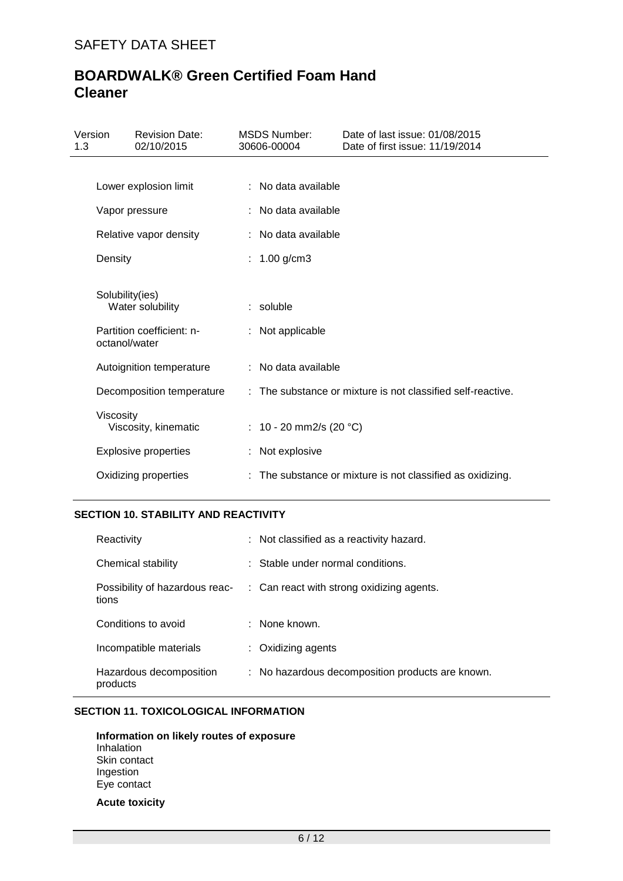| | | |
|---|---|---|
| Lower explosion limit | : | No data available |
| Vapor pressure | : | No data available |
| Relative vapor density | : | No data available |
| Density | : | 1.00 g/cm3 |
| Solubility(ies)<br>Water solubility | : | soluble |
| Partition coefficient: n-octanol/water | : | Not applicable |
| Autoignition temperature | : | No data available |
| Decomposition temperature | : | The substance or mixture is not classified self-reactive. |
| Viscosity<br>Viscosity, kinematic | : | 10 - 20 mm2/s (20 °C) |
| Explosive properties | : | Not explosive |
| Oxidizing properties | : | The substance or mixture is not classified as oxidizing. |

## SECTION 10. STABILITY AND REACTIVITY

| | | |
|---|---|---|
| Reactivity | : | Not classified as a reactivity hazard. |
| Chemical stability | : | Stable under normal conditions. |
| Possibility of hazardous reactions | : | Can react with strong oxidizing agents. |
| Conditions to avoid | : | None known. |
| Incompatible materials | : | Oxidizing agents |
| Hazardous decomposition products | : | No hazardous decomposition products are known. |

## SECTION 11. TOXICOLOGICAL INFORMATION

**Information on likely routes of exposure**
Inhalation
Skin contact
Ingestion
Eye contact

**Acute toxicity**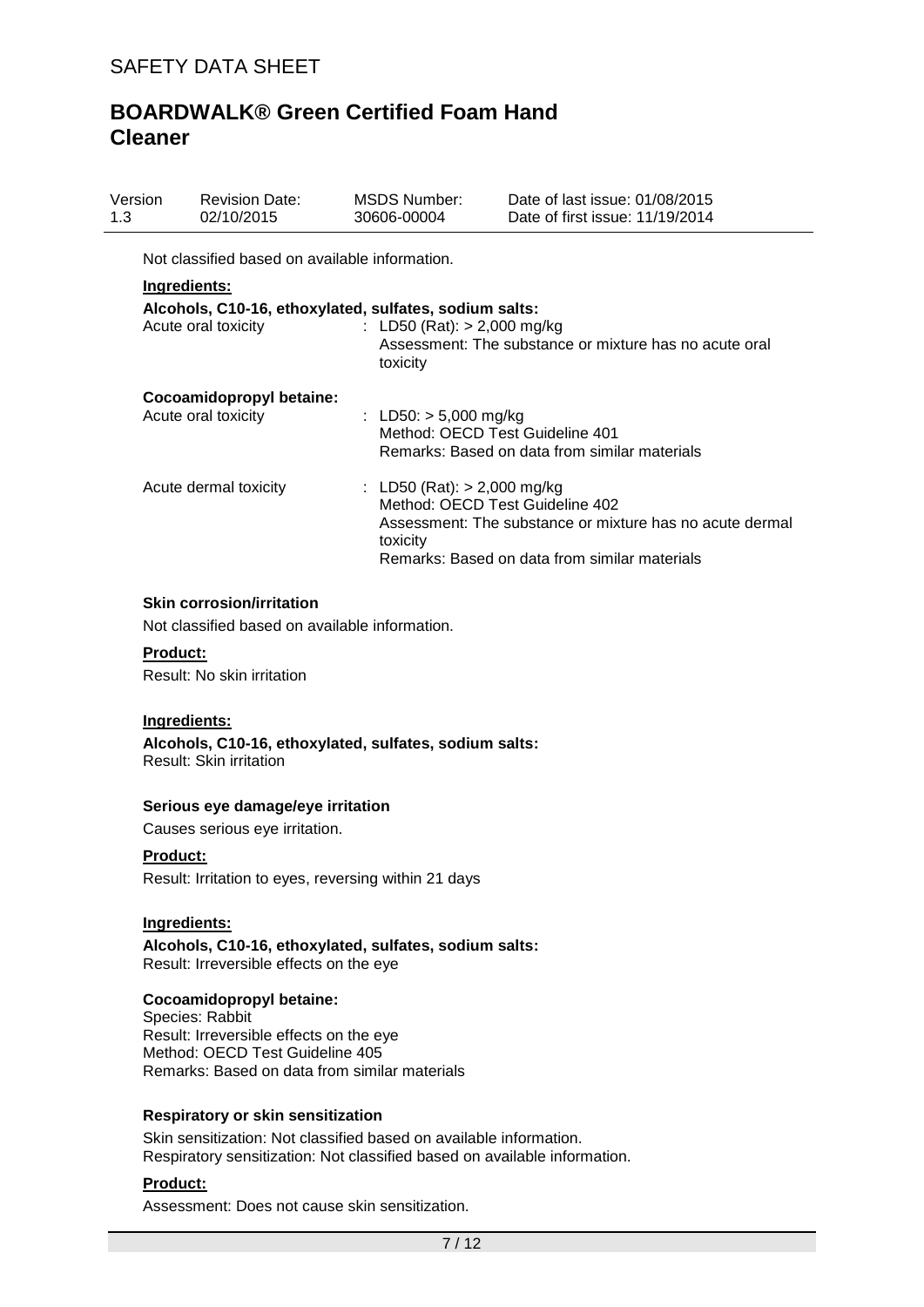Not classified based on available information.

**Ingredients:**

**Alcohols, C10-16, ethoxylated, sulfates, sodium salts:**

| | |
|---|---|
| Acute oral toxicity | : LD50 (Rat): > 2,000 mg/kg<br>Assessment: The substance or mixture has no acute oral toxicity |

**Cocoamidopropyl betaine:**

| | |
|---|---|
| Acute oral toxicity | : LD50: > 5,000 mg/kg<br>Method: OECD Test Guideline 401<br>Remarks: Based on data from similar materials |
| Acute dermal toxicity | : LD50 (Rat): > 2,000 mg/kg<br>Method: OECD Test Guideline 402<br>Assessment: The substance or mixture has no acute dermal toxicity<br>Remarks: Based on data from similar materials |

### Skin corrosion/irritation

Not classified based on available information.

**Product:**

Result: No skin irritation

**Ingredients:**

**Alcohols, C10-16, ethoxylated, sulfates, sodium salts:**
Result: Skin irritation

### Serious eye damage/eye irritation

Causes serious eye irritation.

**Product:**

Result: Irritation to eyes, reversing within 21 days

**Ingredients:**

**Alcohols, C10-16, ethoxylated, sulfates, sodium salts:**
Result: Irreversible effects on the eye

**Cocoamidopropyl betaine:**
Species: Rabbit
Result: Irreversible effects on the eye
Method: OECD Test Guideline 405
Remarks: Based on data from similar materials

### Respiratory or skin sensitization

Skin sensitization: Not classified based on available information.
Respiratory sensitization: Not classified based on available information.

**Product:**

Assessment: Does not cause skin sensitization.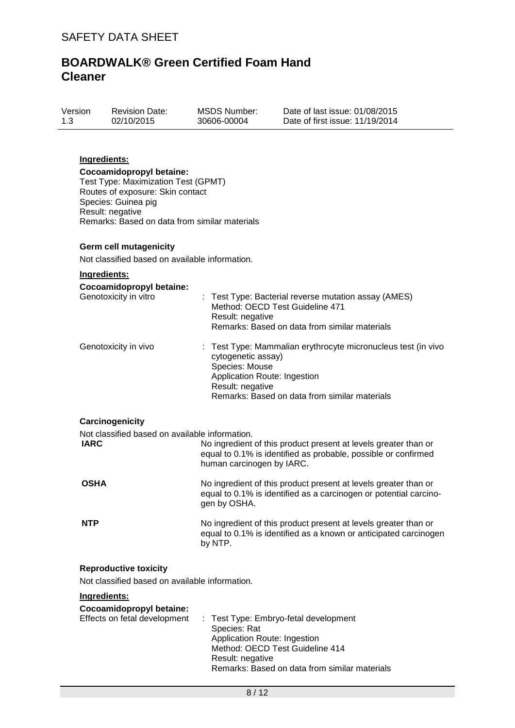**Ingredients:**

**Cocoamidopropyl betaine:**
Test Type: Maximization Test (GPMT)
Routes of exposure: Skin contact
Species: Guinea pig
Result: negative
Remarks: Based on data from similar materials

### Germ cell mutagenicity

Not classified based on available information.

**Ingredients:**

**Cocoamidopropyl betaine:**

| | |
|---|---|
| Genotoxicity in vitro | : Test Type: Bacterial reverse mutation assay (AMES)<br>Method: OECD Test Guideline 471<br>Result: negative<br>Remarks: Based on data from similar materials |
| Genotoxicity in vivo | : Test Type: Mammalian erythrocyte micronucleus test (in vivo cytogenetic assay)<br>Species: Mouse<br>Application Route: Ingestion<br>Result: negative<br>Remarks: Based on data from similar materials |

### Carcinogenicity

Not classified based on available information.

| | |
|---|---|
| **IARC** | No ingredient of this product present at levels greater than or equal to 0.1% is identified as probable, possible or confirmed human carcinogen by IARC. |
| **OSHA** | No ingredient of this product present at levels greater than or equal to 0.1% is identified as a carcinogen or potential carcinogen by OSHA. |
| **NTP** | No ingredient of this product present at levels greater than or equal to 0.1% is identified as a known or anticipated carcinogen by NTP. |

### Reproductive toxicity

Not classified based on available information.

**Ingredients:**

**Cocoamidopropyl betaine:**

| | |
|---|---|
| Effects on fetal development | : Test Type: Embryo-fetal development<br>Species: Rat<br>Application Route: Ingestion<br>Method: OECD Test Guideline 414<br>Result: negative<br>Remarks: Based on data from similar materials |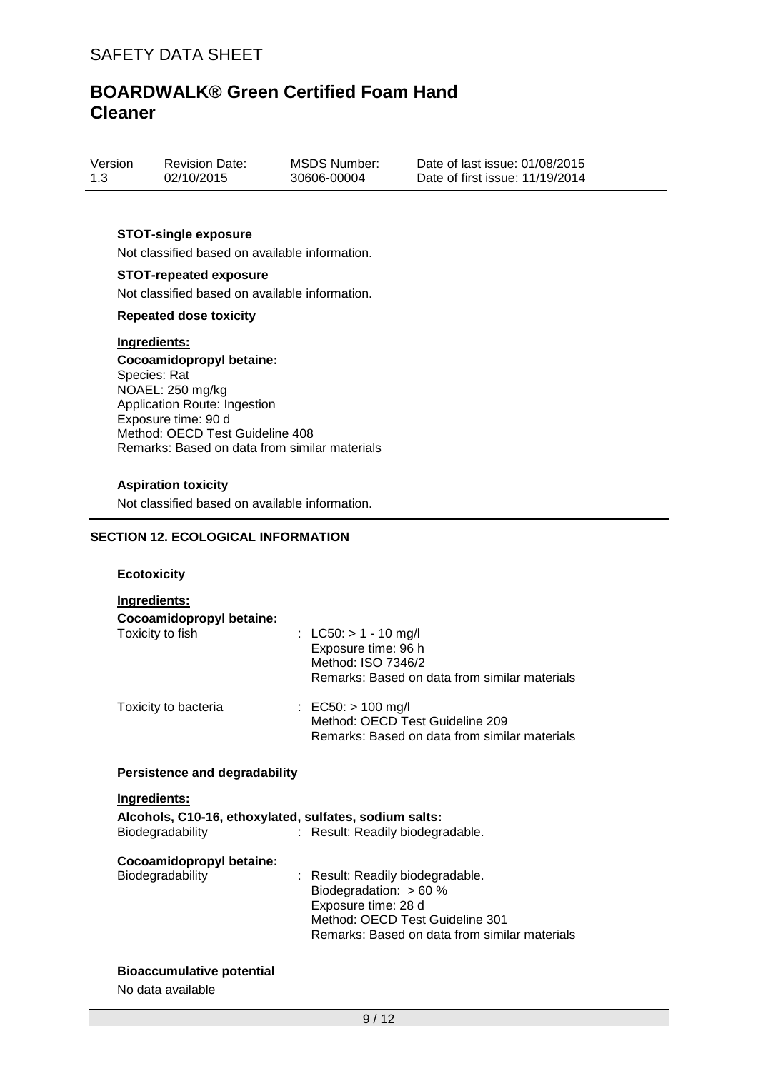**STOT-single exposure**

Not classified based on available information.

**STOT-repeated exposure**

Not classified based on available information.

**Repeated dose toxicity**

**Ingredients:**

**Cocoamidopropyl betaine:**

Species: Rat
NOAEL: 250 mg/kg
Application Route: Ingestion
Exposure time: 90 d
Method: OECD Test Guideline 408
Remarks: Based on data from similar materials

**Aspiration toxicity**

Not classified based on available information.

## SECTION 12. ECOLOGICAL INFORMATION

**Ecotoxicity**

**Ingredients:**

**Cocoamidopropyl betaine:**

| | |
|---|---|
| Toxicity to fish | : LC50: > 1 - 10 mg/l<br>Exposure time: 96 h<br>Method: ISO 7346/2<br>Remarks: Based on data from similar materials |
| Toxicity to bacteria | : EC50: > 100 mg/l<br>Method: OECD Test Guideline 209<br>Remarks: Based on data from similar materials |

**Persistence and degradability**

**Ingredients:**

**Alcohols, C10-16, ethoxylated, sulfates, sodium salts:**

| | |
|---|---|
| Biodegradability | : Result: Readily biodegradable. |

**Cocoamidopropyl betaine:**

| | |
|---|---|
| Biodegradability | : Result: Readily biodegradable.<br>Biodegradation: > 60 %<br>Exposure time: 28 d<br>Method: OECD Test Guideline 301<br>Remarks: Based on data from similar materials |

**Bioaccumulative potential**

No data available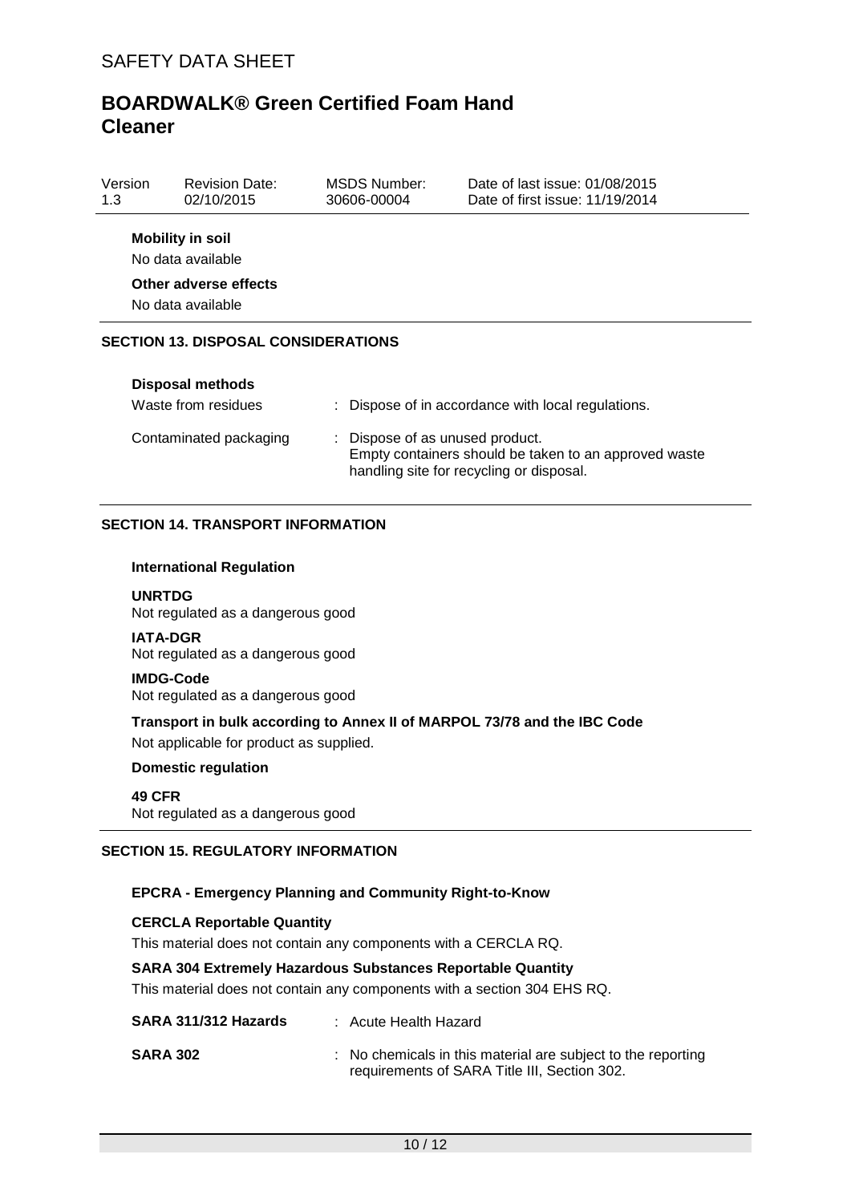**Mobility in soil**

No data available

**Other adverse effects**

No data available

## SECTION 13. DISPOSAL CONSIDERATIONS

**Disposal methods**

| | |
|---|---|
| Waste from residues | : Dispose of in accordance with local regulations. |
| Contaminated packaging | : Dispose of as unused product. Empty containers should be taken to an approved waste handling site for recycling or disposal. |

## SECTION 14. TRANSPORT INFORMATION

**International Regulation**

**UNRTDG**
Not regulated as a dangerous good

**IATA-DGR**
Not regulated as a dangerous good

**IMDG-Code**
Not regulated as a dangerous good

**Transport in bulk according to Annex II of MARPOL 73/78 and the IBC Code**

Not applicable for product as supplied.

**Domestic regulation**

**49 CFR**
Not regulated as a dangerous good

## SECTION 15. REGULATORY INFORMATION

**EPCRA - Emergency Planning and Community Right-to-Know**

**CERCLA Reportable Quantity**

This material does not contain any components with a CERCLA RQ.

**SARA 304 Extremely Hazardous Substances Reportable Quantity**

This material does not contain any components with a section 304 EHS RQ.

| | |
|---|---|
| **SARA 311/312 Hazards** | : Acute Health Hazard |
| **SARA 302** | : No chemicals in this material are subject to the reporting requirements of SARA Title III, Section 302. |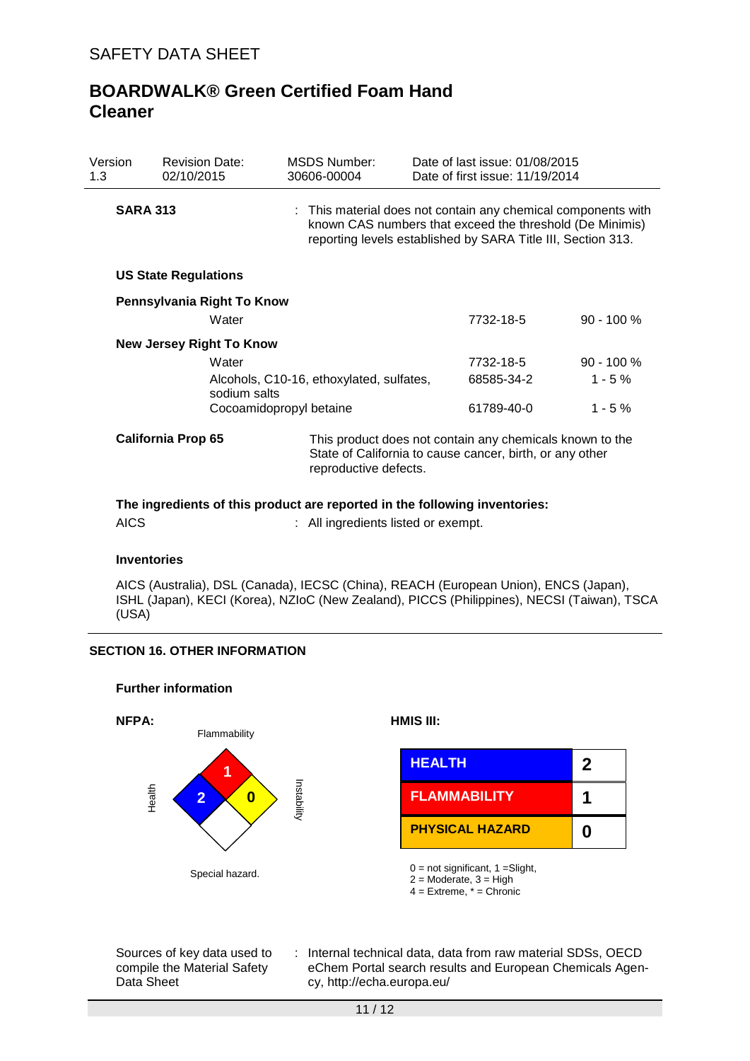| Version 1.3 | Revision Date: 02/10/2015 | MSDS Number: 30606-00004 | Date of last issue: 01/08/2015<br>Date of first issue: 11/19/2014 |
|---|---|---|---|

**SARA 313** : This material does not contain any chemical components with known CAS numbers that exceed the threshold (De Minimis) reporting levels established by SARA Title III, Section 313.

**US State Regulations**

**Pennsylvania Right To Know**

| | | |
|---|---|---|
| Water | 7732-18-5 | 90 - 100 % |

**New Jersey Right To Know**

| | | |
|---|---|---|
| Water | 7732-18-5 | 90 - 100 % |
| Alcohols, C10-16, ethoxylated, sulfates, sodium salts | 68585-34-2 | 1 - 5 % |
| Cocoamidopropyl betaine | 61789-40-0 | 1 - 5 % |

**California Prop 65** This product does not contain any chemicals known to the State of California to cause cancer, birth, or any other reproductive defects.

**The ingredients of this product are reported in the following inventories:**

AICS : All ingredients listed or exempt.

**Inventories**

AICS (Australia), DSL (Canada), IECSC (China), REACH (European Union), ENCS (Japan), ISHL (Japan), KECI (Korea), NZIoC (New Zealand), PICCS (Philippines), NECSI (Taiwan), TSCA (USA)

## SECTION 16. OTHER INFORMATION

**Further information**

**NFPA:**

Flammability: 1
Health: 2
Instability: 0
Special hazard.

**HMIS III:**

| | |
|---|---|
| HEALTH | 2 |
| FLAMMABILITY | 1 |
| PHYSICAL HAZARD | 0 |

0 = not significant, 1 =Slight,
2 = Moderate, 3 = High
4 = Extreme, * = Chronic

Sources of key data used to compile the Material Safety Data Sheet : Internal technical data, data from raw material SDSs, OECD eChem Portal search results and European Chemicals Agency, http://echa.europa.eu/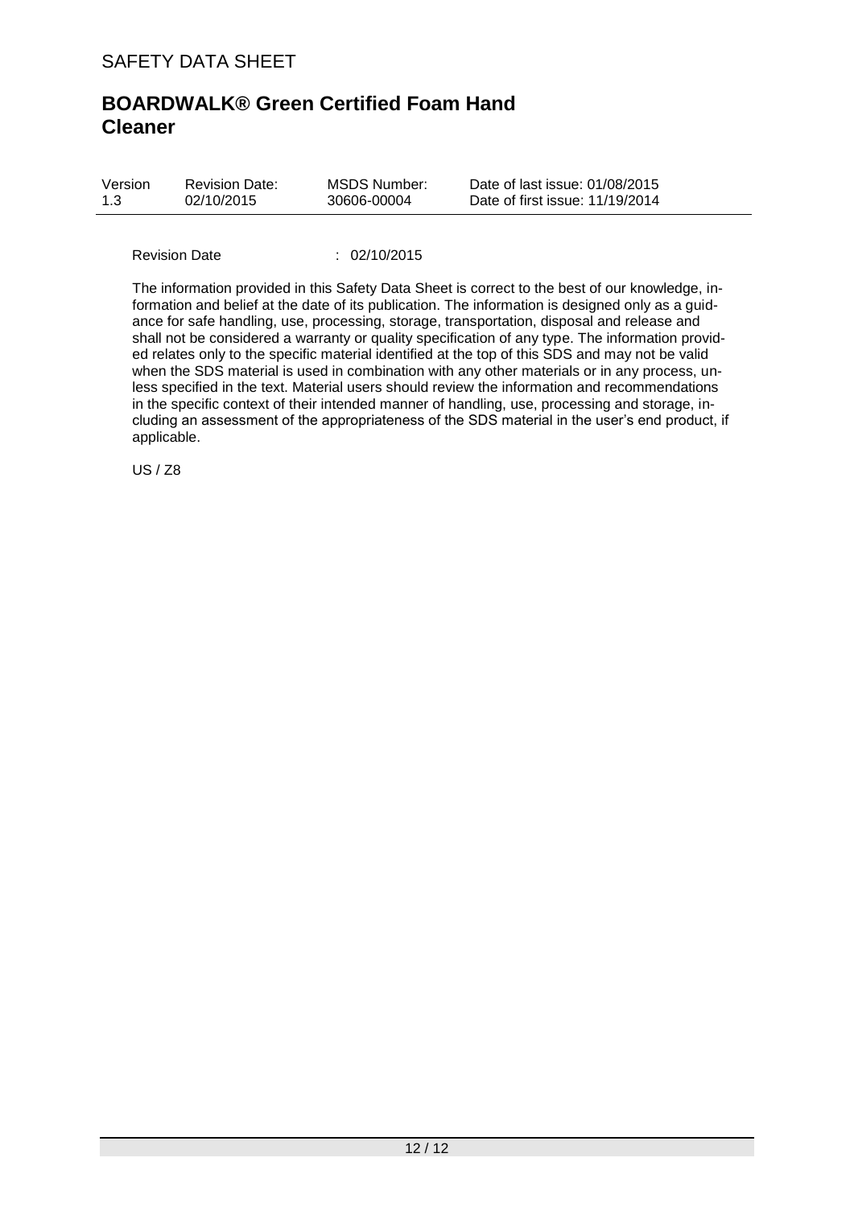Revision Date : 02/10/2015

The information provided in this Safety Data Sheet is correct to the best of our knowledge, information and belief at the date of its publication. The information is designed only as a guidance for safe handling, use, processing, storage, transportation, disposal and release and shall not be considered a warranty or quality specification of any type. The information provided relates only to the specific material identified at the top of this SDS and may not be valid when the SDS material is used in combination with any other materials or in any process, unless specified in the text. Material users should review the information and recommendations in the specific context of their intended manner of handling, use, processing and storage, including an assessment of the appropriateness of the SDS material in the user's end product, if applicable.

US / Z8